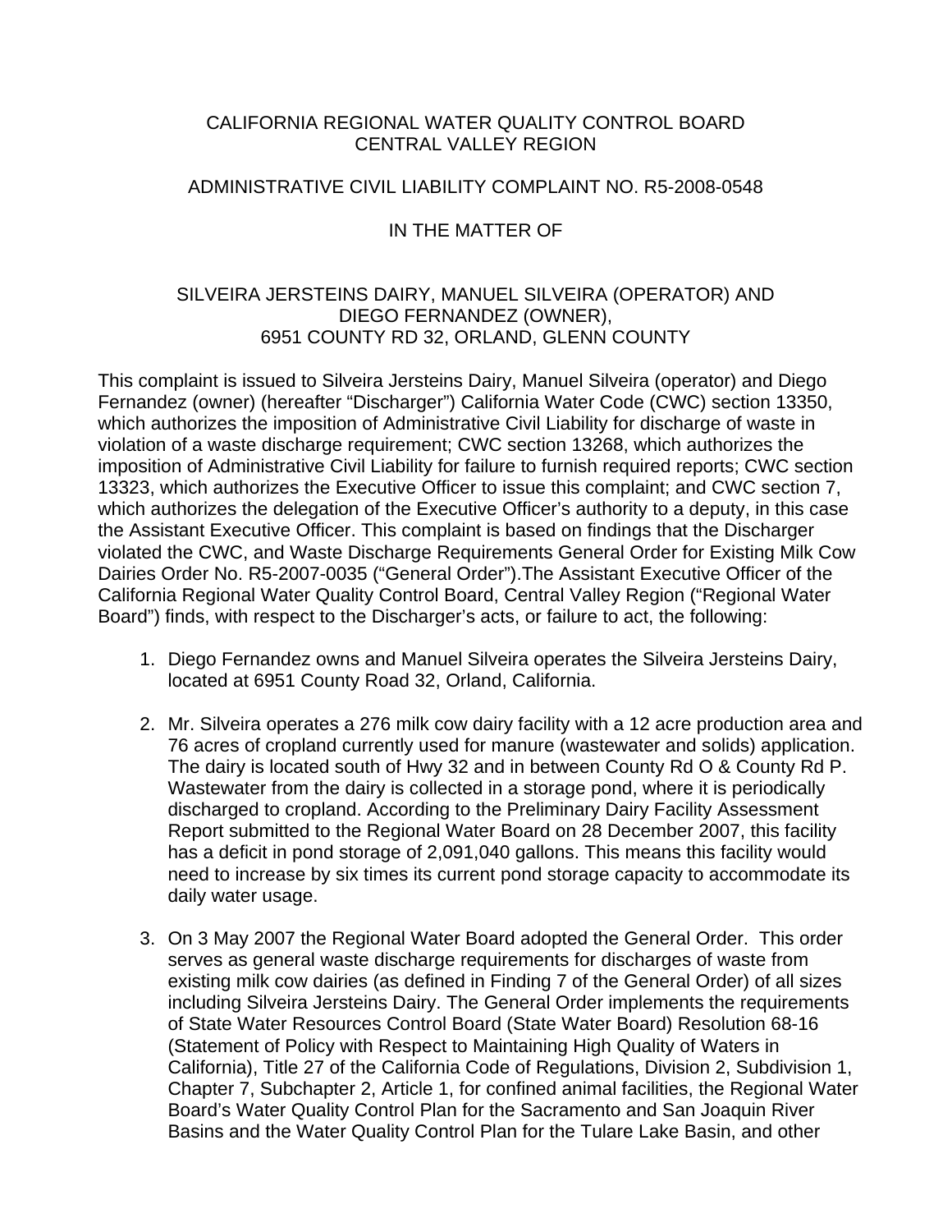CALIFORNIA REGIONAL WATER QUALITY CONTROL BOARD
CENTRAL VALLEY REGION

ADMINISTRATIVE CIVIL LIABILITY COMPLAINT NO. R5-2008-0548

IN THE MATTER OF

SILVEIRA JERSTEINS DAIRY, MANUEL SILVEIRA (OPERATOR) AND
DIEGO FERNANDEZ (OWNER),
6951 COUNTY RD 32, ORLAND, GLENN COUNTY

This complaint is issued to Silveira Jersteins Dairy, Manuel Silveira (operator) and Diego Fernandez (owner) (hereafter "Discharger") California Water Code (CWC) section 13350, which authorizes the imposition of Administrative Civil Liability for discharge of waste in violation of a waste discharge requirement; CWC section 13268, which authorizes the imposition of Administrative Civil Liability for failure to furnish required reports; CWC section 13323, which authorizes the Executive Officer to issue this complaint; and CWC section 7, which authorizes the delegation of the Executive Officer's authority to a deputy, in this case the Assistant Executive Officer. This complaint is based on findings that the Discharger violated the CWC, and Waste Discharge Requirements General Order for Existing Milk Cow Dairies Order No. R5-2007-0035 ("General Order").The Assistant Executive Officer of the California Regional Water Quality Control Board, Central Valley Region ("Regional Water Board") finds, with respect to the Discharger's acts, or failure to act, the following:

1. Diego Fernandez owns and Manuel Silveira operates the Silveira Jersteins Dairy, located at 6951 County Road 32, Orland, California.

2. Mr. Silveira operates a 276 milk cow dairy facility with a 12 acre production area and 76 acres of cropland currently used for manure (wastewater and solids) application. The dairy is located south of Hwy 32 and in between County Rd O & County Rd P. Wastewater from the dairy is collected in a storage pond, where it is periodically discharged to cropland. According to the Preliminary Dairy Facility Assessment Report submitted to the Regional Water Board on 28 December 2007, this facility has a deficit in pond storage of 2,091,040 gallons. This means this facility would need to increase by six times its current pond storage capacity to accommodate its daily water usage.

3. On 3 May 2007 the Regional Water Board adopted the General Order. This order serves as general waste discharge requirements for discharges of waste from existing milk cow dairies (as defined in Finding 7 of the General Order) of all sizes including Silveira Jersteins Dairy. The General Order implements the requirements of State Water Resources Control Board (State Water Board) Resolution 68-16 (Statement of Policy with Respect to Maintaining High Quality of Waters in California), Title 27 of the California Code of Regulations, Division 2, Subdivision 1, Chapter 7, Subchapter 2, Article 1, for confined animal facilities, the Regional Water Board's Water Quality Control Plan for the Sacramento and San Joaquin River Basins and the Water Quality Control Plan for the Tulare Lake Basin, and other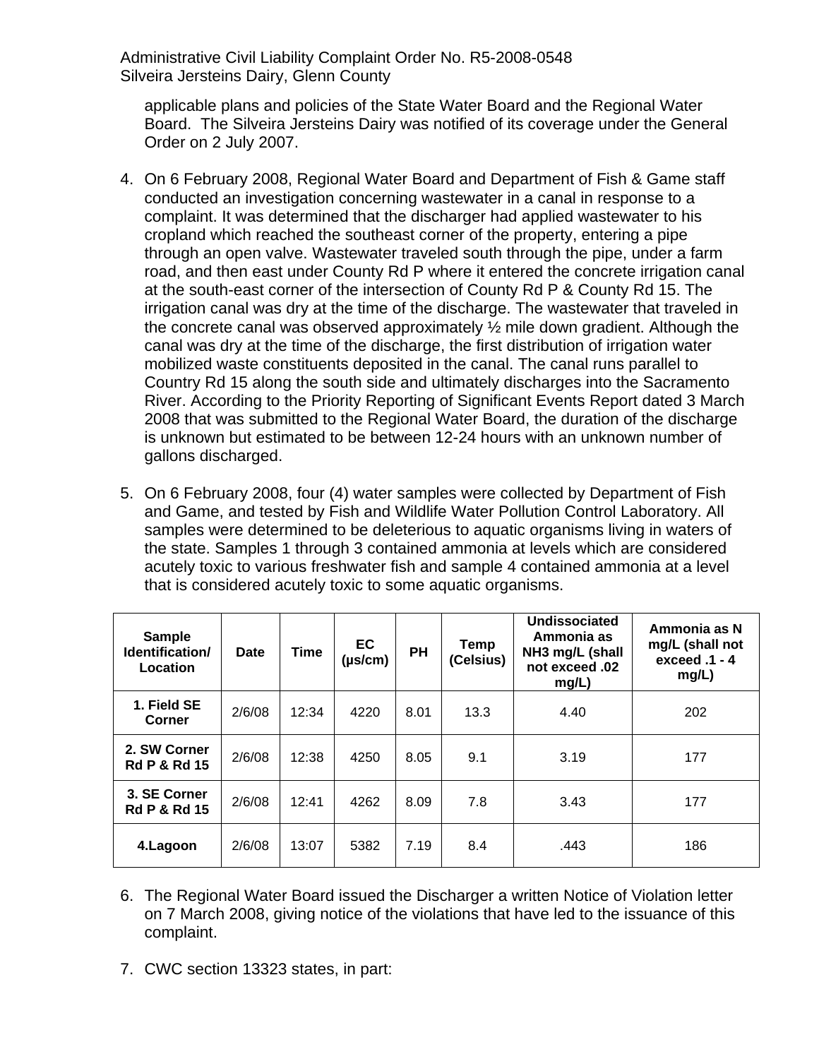applicable plans and policies of the State Water Board and the Regional Water Board. The Silveira Jersteins Dairy was notified of its coverage under the General Order on 2 July 2007.

4. On 6 February 2008, Regional Water Board and Department of Fish & Game staff conducted an investigation concerning wastewater in a canal in response to a complaint. It was determined that the discharger had applied wastewater to his cropland which reached the southeast corner of the property, entering a pipe through an open valve. Wastewater traveled south through the pipe, under a farm road, and then east under County Rd P where it entered the concrete irrigation canal at the south-east corner of the intersection of County Rd P & County Rd 15. The irrigation canal was dry at the time of the discharge. The wastewater that traveled in the concrete canal was observed approximately ½ mile down gradient. Although the canal was dry at the time of the discharge, the first distribution of irrigation water mobilized waste constituents deposited in the canal. The canal runs parallel to Country Rd 15 along the south side and ultimately discharges into the Sacramento River. According to the Priority Reporting of Significant Events Report dated 3 March 2008 that was submitted to the Regional Water Board, the duration of the discharge is unknown but estimated to be between 12-24 hours with an unknown number of gallons discharged.

5. On 6 February 2008, four (4) water samples were collected by Department of Fish and Game, and tested by Fish and Wildlife Water Pollution Control Laboratory. All samples were determined to be deleterious to aquatic organisms living in waters of the state. Samples 1 through 3 contained ammonia at levels which are considered acutely toxic to various freshwater fish and sample 4 contained ammonia at a level that is considered acutely toxic to some aquatic organisms.

| Sample Identification/ Location | Date | Time | EC (µs/cm) | PH | Temp (Celsius) | Undissociated Ammonia as $NH_3$ mg/L (shall not exceed .02 mg/L) | Ammonia as N mg/L (shall not exceed .1 - 4 mg/L) |
|---|---|---|---|---|---|---|---|
| **1. Field SE Corner** | 2/6/08 | 12:34 | 4220 | 8.01 | 13.3 | 4.40 | 202 |
| **2. SW Corner Rd P & Rd 15** | 2/6/08 | 12:38 | 4250 | 8.05 | 9.1 | 3.19 | 177 |
| **3. SE Corner Rd P & Rd 15** | 2/6/08 | 12:41 | 4262 | 8.09 | 7.8 | 3.43 | 177 |
| **4.Lagoon** | 2/6/08 | 13:07 | 5382 | 7.19 | 8.4 | .443 | 186 |

6. The Regional Water Board issued the Discharger a written Notice of Violation letter on 7 March 2008, giving notice of the violations that have led to the issuance of this complaint.

7. CWC section 13323 states, in part: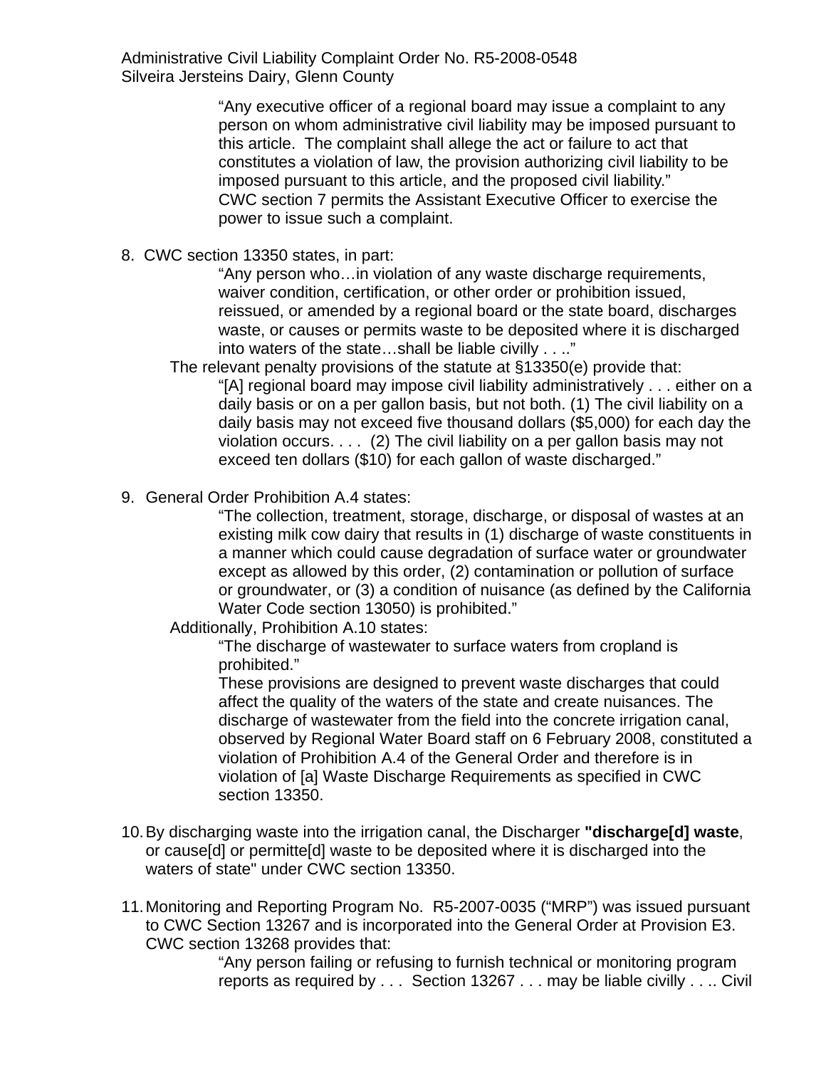> "Any executive officer of a regional board may issue a complaint to any person on whom administrative civil liability may be imposed pursuant to this article. The complaint shall allege the act or failure to act that constitutes a violation of law, the provision authorizing civil liability to be imposed pursuant to this article, and the proposed civil liability."
>
> CWC section 7 permits the Assistant Executive Officer to exercise the power to issue such a complaint.

8. CWC section 13350 states, in part:

   > "Any person who…in violation of any waste discharge requirements, waiver condition, certification, or other order or prohibition issued, reissued, or amended by a regional board or the state board, discharges waste, or causes or permits waste to be deposited where it is discharged into waters of the state…shall be liable civilly . . .."

   The relevant penalty provisions of the statute at §13350(e) provide that:

   > "[A] regional board may impose civil liability administratively . . . either on a daily basis or on a per gallon basis, but not both. (1) The civil liability on a daily basis may not exceed five thousand dollars ($5,000) for each day the violation occurs. . . . (2) The civil liability on a per gallon basis may not exceed ten dollars ($10) for each gallon of waste discharged."

9. General Order Prohibition A.4 states:

   > "The collection, treatment, storage, discharge, or disposal of wastes at an existing milk cow dairy that results in (1) discharge of waste constituents in a manner which could cause degradation of surface water or groundwater except as allowed by this order, (2) contamination or pollution of surface or groundwater, or (3) a condition of nuisance (as defined by the California Water Code section 13050) is prohibited."

   Additionally, Prohibition A.10 states:

   > "The discharge of wastewater to surface waters from cropland is prohibited."
   >
   > These provisions are designed to prevent waste discharges that could affect the quality of the waters of the state and create nuisances. The discharge of wastewater from the field into the concrete irrigation canal, observed by Regional Water Board staff on 6 February 2008, constituted a violation of Prohibition A.4 of the General Order and therefore is in violation of [a] Waste Discharge Requirements as specified in CWC section 13350.

10. By discharging waste into the irrigation canal, the Discharger **"discharge[d] waste**, or cause[d] or permitte[d] waste to be deposited where it is discharged into the waters of state" under CWC section 13350.

11. Monitoring and Reporting Program No. R5-2007-0035 ("MRP") was issued pursuant to CWC Section 13267 and is incorporated into the General Order at Provision E3. CWC section 13268 provides that:

    > "Any person failing or refusing to furnish technical or monitoring program reports as required by . . . Section 13267 . . . may be liable civilly . . .. Civil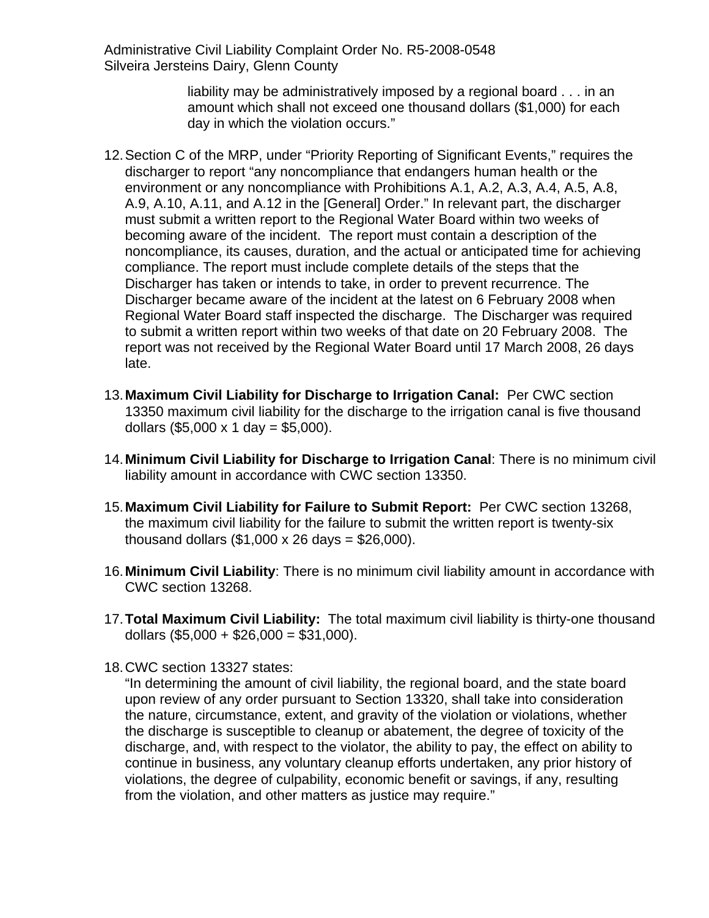liability may be administratively imposed by a regional board . . . in an amount which shall not exceed one thousand dollars ($1,000) for each day in which the violation occurs."

12. Section C of the MRP, under "Priority Reporting of Significant Events," requires the discharger to report "any noncompliance that endangers human health or the environment or any noncompliance with Prohibitions A.1, A.2, A.3, A.4, A.5, A.8, A.9, A.10, A.11, and A.12 in the [General] Order." In relevant part, the discharger must submit a written report to the Regional Water Board within two weeks of becoming aware of the incident. The report must contain a description of the noncompliance, its causes, duration, and the actual or anticipated time for achieving compliance. The report must include complete details of the steps that the Discharger has taken or intends to take, in order to prevent recurrence. The Discharger became aware of the incident at the latest on 6 February 2008 when Regional Water Board staff inspected the discharge. The Discharger was required to submit a written report within two weeks of that date on 20 February 2008. The report was not received by the Regional Water Board until 17 March 2008, 26 days late.

13. **Maximum Civil Liability for Discharge to Irrigation Canal:** Per CWC section 13350 maximum civil liability for the discharge to the irrigation canal is five thousand dollars ($5,000 x 1 day = $5,000).

14. **Minimum Civil Liability for Discharge to Irrigation Canal**: There is no minimum civil liability amount in accordance with CWC section 13350.

15. **Maximum Civil Liability for Failure to Submit Report:** Per CWC section 13268, the maximum civil liability for the failure to submit the written report is twenty-six thousand dollars ($1,000 x 26 days = $26,000).

16. **Minimum Civil Liability**: There is no minimum civil liability amount in accordance with CWC section 13268.

17. **Total Maximum Civil Liability:** The total maximum civil liability is thirty-one thousand dollars ($5,000 + $26,000 = $31,000).

18. CWC section 13327 states:
    "In determining the amount of civil liability, the regional board, and the state board upon review of any order pursuant to Section 13320, shall take into consideration the nature, circumstance, extent, and gravity of the violation or violations, whether the discharge is susceptible to cleanup or abatement, the degree of toxicity of the discharge, and, with respect to the violator, the ability to pay, the effect on ability to continue in business, any voluntary cleanup efforts undertaken, any prior history of violations, the degree of culpability, economic benefit or savings, if any, resulting from the violation, and other matters as justice may require."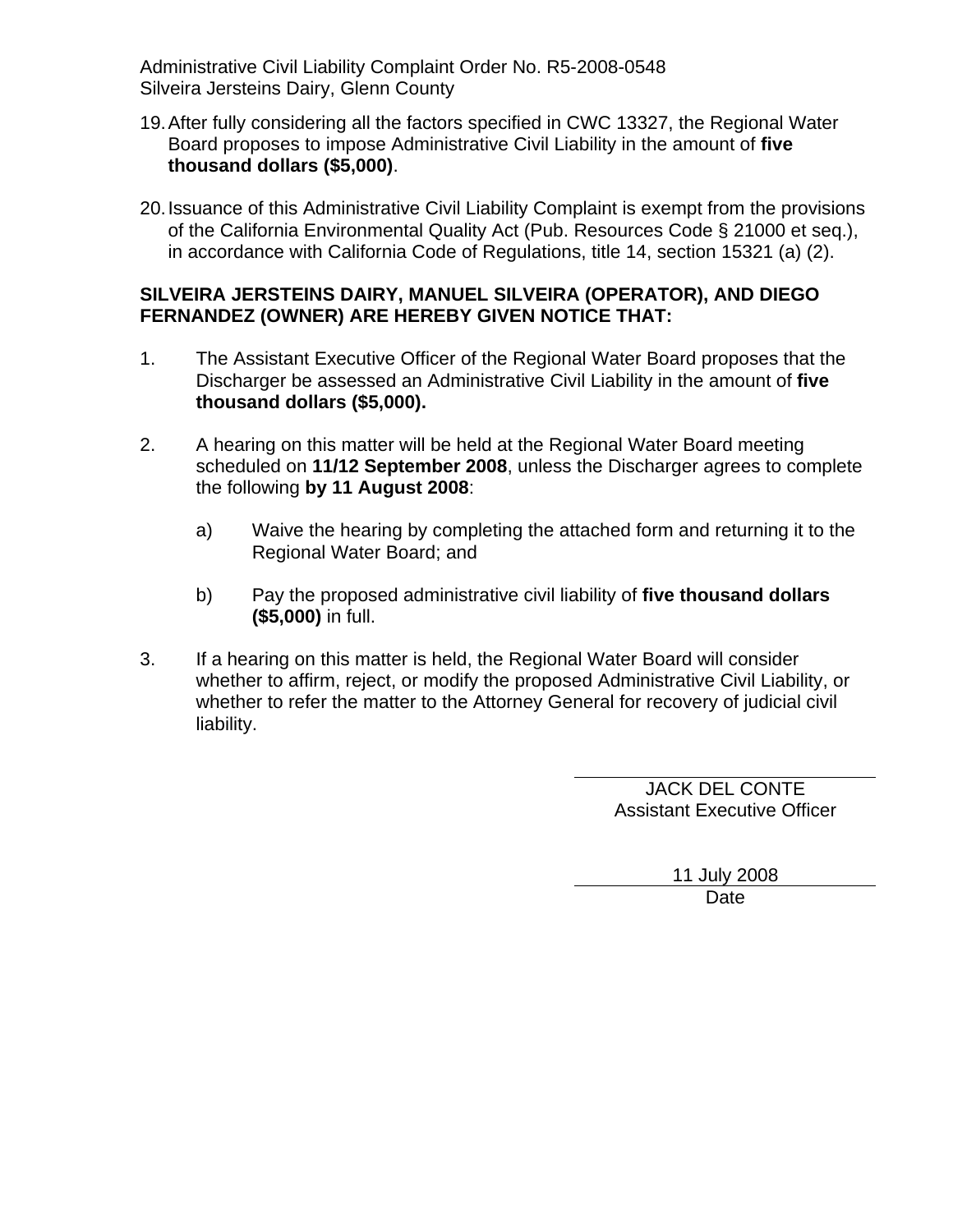19. After fully considering all the factors specified in CWC 13327, the Regional Water Board proposes to impose Administrative Civil Liability in the amount of **five thousand dollars ($5,000)**.

20. Issuance of this Administrative Civil Liability Complaint is exempt from the provisions of the California Environmental Quality Act (Pub. Resources Code § 21000 et seq.), in accordance with California Code of Regulations, title 14, section 15321 (a) (2).

**SILVEIRA JERSTEINS DAIRY, MANUEL SILVEIRA (OPERATOR), AND DIEGO FERNANDEZ (OWNER) ARE HEREBY GIVEN NOTICE THAT:**

1. The Assistant Executive Officer of the Regional Water Board proposes that the Discharger be assessed an Administrative Civil Liability in the amount of **five thousand dollars ($5,000).**

2. A hearing on this matter will be held at the Regional Water Board meeting scheduled on **11/12 September 2008**, unless the Discharger agrees to complete the following **by 11 August 2008**:

   a) Waive the hearing by completing the attached form and returning it to the Regional Water Board; and

   b) Pay the proposed administrative civil liability of **five thousand dollars ($5,000)** in full.

3. If a hearing on this matter is held, the Regional Water Board will consider whether to affirm, reject, or modify the proposed Administrative Civil Liability, or whether to refer the matter to the Attorney General for recovery of judicial civil liability.

JACK DEL CONTE
Assistant Executive Officer

11 July 2008
Date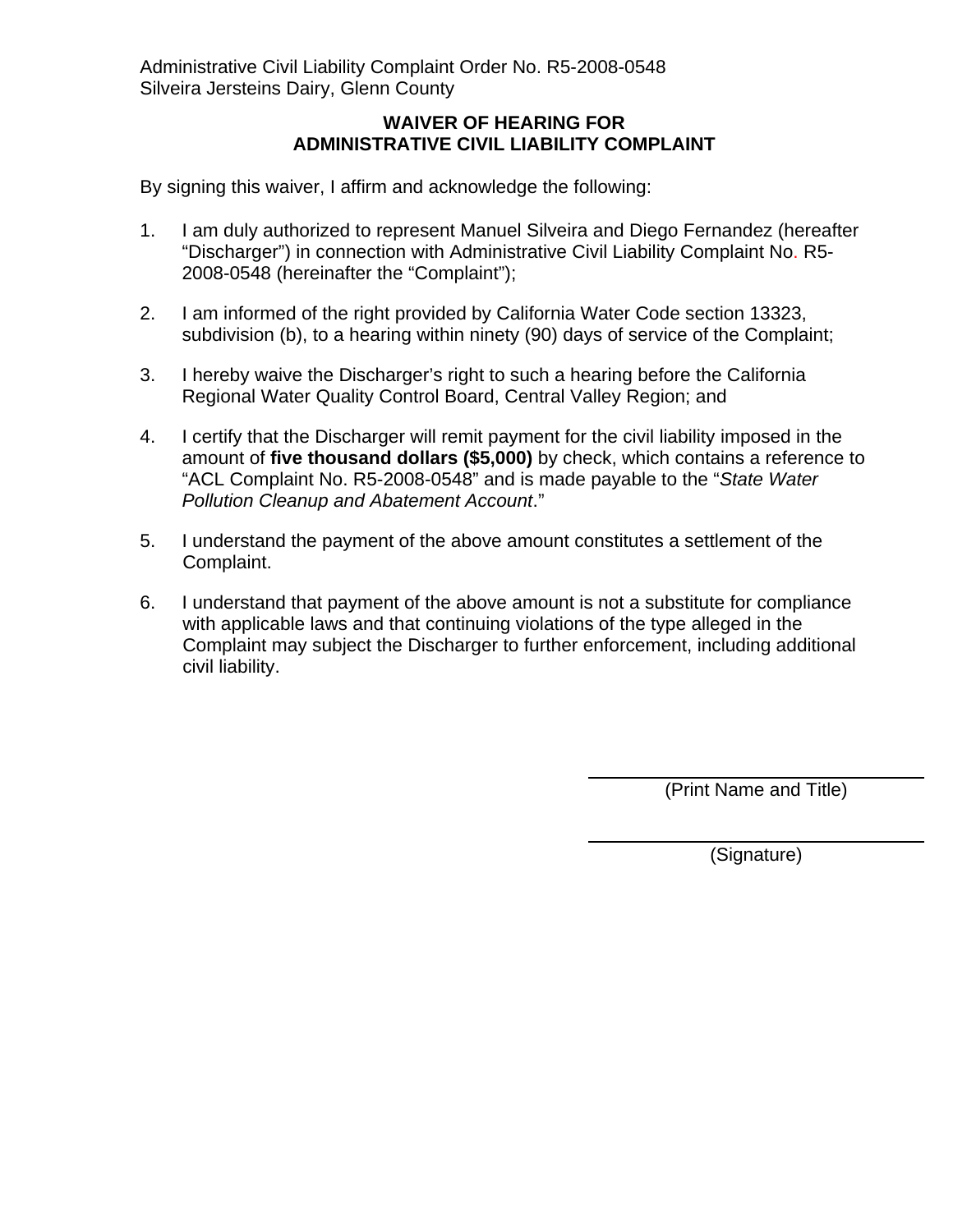Administrative Civil Liability Complaint Order No. R5-2008-0548
Silveira Jersteins Dairy, Glenn County

## WAIVER OF HEARING FOR ADMINISTRATIVE CIVIL LIABILITY COMPLAINT

By signing this waiver, I affirm and acknowledge the following:

1. I am duly authorized to represent Manuel Silveira and Diego Fernandez (hereafter "Discharger") in connection with Administrative Civil Liability Complaint No. R5-2008-0548 (hereinafter the "Complaint");

2. I am informed of the right provided by California Water Code section 13323, subdivision (b), to a hearing within ninety (90) days of service of the Complaint;

3. I hereby waive the Discharger's right to such a hearing before the California Regional Water Quality Control Board, Central Valley Region; and

4. I certify that the Discharger will remit payment for the civil liability imposed in the amount of **five thousand dollars ($5,000)** by check, which contains a reference to "ACL Complaint No. R5-2008-0548" and is made payable to the "*State Water Pollution Cleanup and Abatement Account*."

5. I understand the payment of the above amount constitutes a settlement of the Complaint.

6. I understand that payment of the above amount is not a substitute for compliance with applicable laws and that continuing violations of the type alleged in the Complaint may subject the Discharger to further enforcement, including additional civil liability.

______________________________
(Print Name and Title)

______________________________
(Signature)